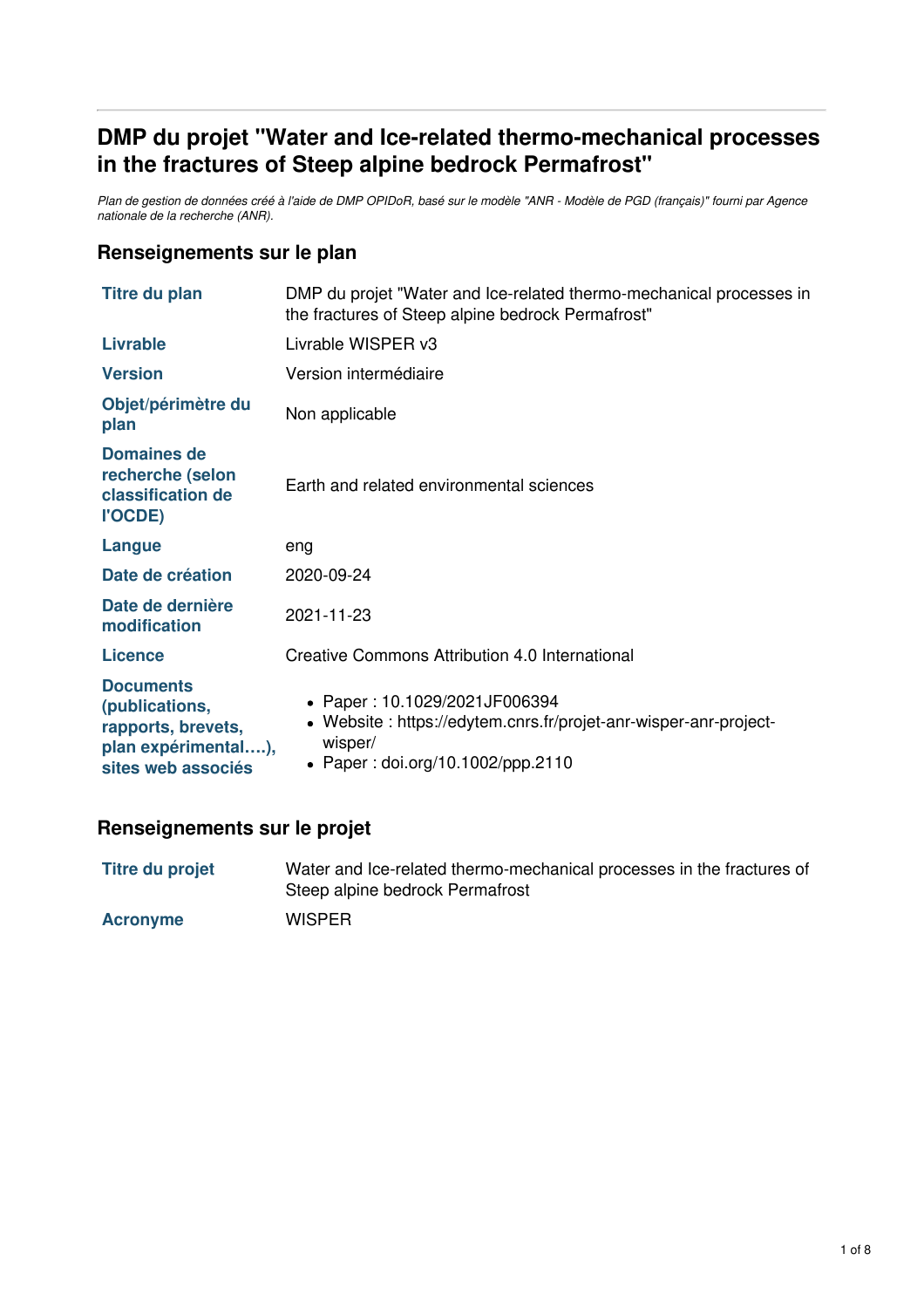# DMP du projet "Water and Ice-related thermo-mechanical processes in the fractures of Steep alpine bedrock Permafrost"

*Plan de gestion de données créé à l'aide de DMP OPIDoR, basé sur le modèle "ANR - Modèle de PGD (français)" fourni par Agence nationale de la recherche (ANR).*

## Renseignements sur le plan

| | |
|---|---|
| **Titre du plan** | DMP du projet "Water and Ice-related thermo-mechanical processes in the fractures of Steep alpine bedrock Permafrost" |
| **Livrable** | Livrable WISPER v3 |
| **Version** | Version intermédiaire |
| **Objet/périmètre du plan** | Non applicable |
| **Domaines de recherche (selon classification de l'OCDE)** | Earth and related environmental sciences |
| **Langue** | eng |
| **Date de création** | 2020-09-24 |
| **Date de dernière modification** | 2021-11-23 |
| **Licence** | Creative Commons Attribution 4.0 International |
| **Documents (publications, rapports, brevets, plan expérimental….), sites web associés** | • Paper : 10.1029/2021JF006394<br>• Website : https://edytem.cnrs.fr/projet-anr-wisper-anr-project-wisper/<br>• Paper : doi.org/10.1002/ppp.2110 |

## Renseignements sur le projet

| | |
|---|---|
| **Titre du projet** | Water and Ice-related thermo-mechanical processes in the fractures of Steep alpine bedrock Permafrost |
| **Acronyme** | WISPER |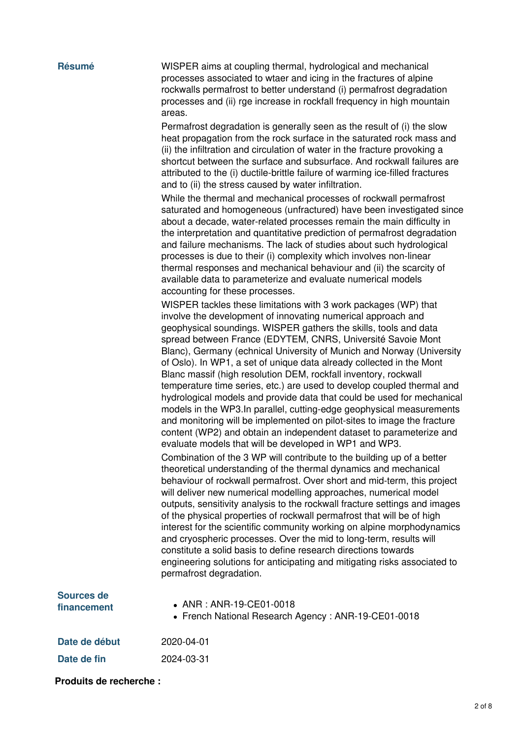**Résumé**

WISPER aims at coupling thermal, hydrological and mechanical processes associated to wtaer and icing in the fractures of alpine rockwalls permafrost to better understand (i) permafrost degradation processes and (ii) rge increase in rockfall frequency in high mountain areas.

Permafrost degradation is generally seen as the result of (i) the slow heat propagation from the rock surface in the saturated rock mass and (ii) the infiltration and circulation of water in the fracture provoking a shortcut between the surface and subsurface. And rockwall failures are attributed to the (i) ductile-brittle failure of warming ice-filled fractures and to (ii) the stress caused by water infiltration.

While the thermal and mechanical processes of rockwall permafrost saturated and homogeneous (unfractured) have been investigated since about a decade, water-related processes remain the main difficulty in the interpretation and quantitative prediction of permafrost degradation and failure mechanisms. The lack of studies about such hydrological processes is due to their (i) complexity which involves non-linear thermal responses and mechanical behaviour and (ii) the scarcity of available data to parameterize and evaluate numerical models accounting for these processes.

WISPER tackles these limitations with 3 work packages (WP) that involve the development of innovating numerical approach and geophysical soundings. WISPER gathers the skills, tools and data spread between France (EDYTEM, CNRS, Université Savoie Mont Blanc), Germany (echnical University of Munich and Norway (University of Oslo). In WP1, a set of unique data already collected in the Mont Blanc massif (high resolution DEM, rockfall inventory, rockwall temperature time series, etc.) are used to develop coupled thermal and hydrological models and provide data that could be used for mechanical models in the WP3.In parallel, cutting-edge geophysical measurements and monitoring will be implemented on pilot-sites to image the fracture content (WP2) and obtain an independent dataset to parameterize and evaluate models that will be developed in WP1 and WP3.

Combination of the 3 WP will contribute to the building up of a better theoretical understanding of the thermal dynamics and mechanical behaviour of rockwall permafrost. Over short and mid-term, this project will deliver new numerical modelling approaches, numerical model outputs, sensitivity analysis to the rockwall fracture settings and images of the physical properties of rockwall permafrost that will be of high interest for the scientific community working on alpine morphodynamics and cryospheric processes. Over the mid to long-term, results will constitute a solid basis to define research directions towards engineering solutions for anticipating and mitigating risks associated to permafrost degradation.

**Sources de financement**

- ANR : ANR-19-CE01-0018
- French National Research Agency : ANR-19-CE01-0018

**Date de début** 2020-04-01

**Date de fin** 2024-03-31

**Produits de recherche :**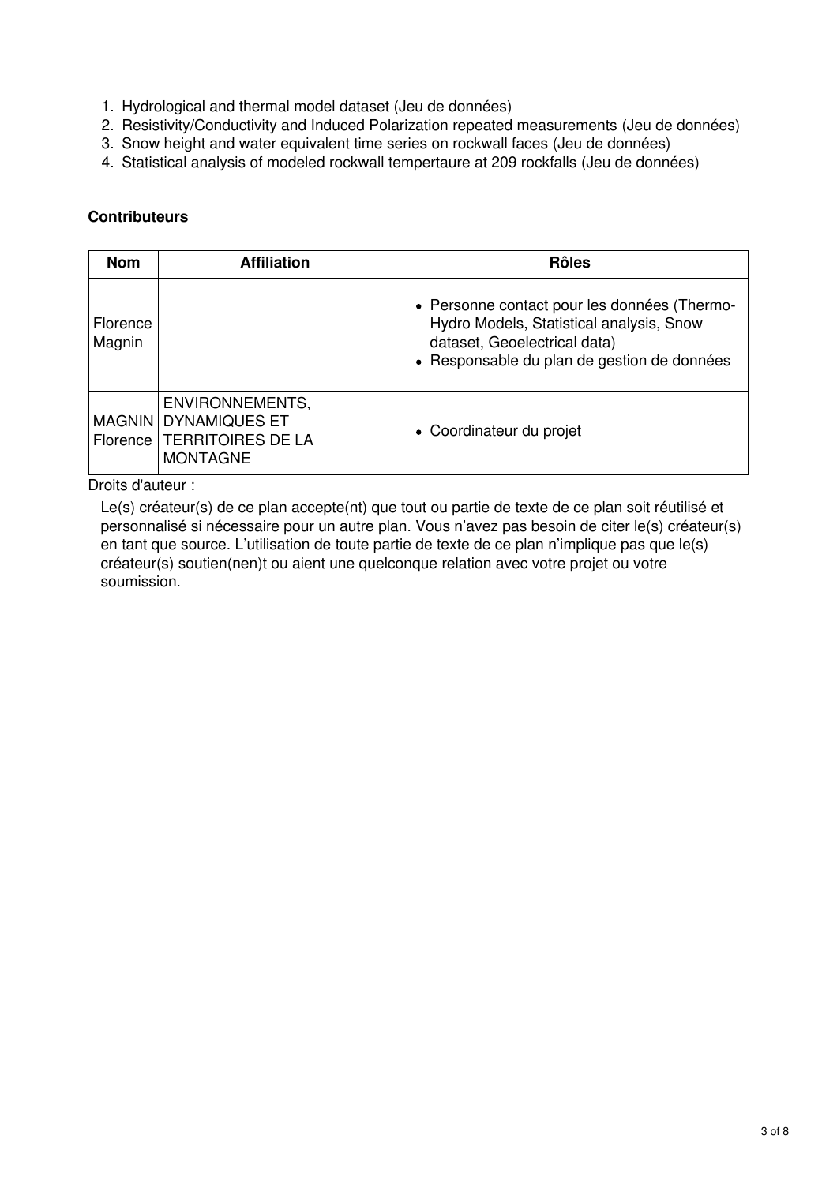1. Hydrological and thermal model dataset (Jeu de données)
2. Resistivity/Conductivity and Induced Polarization repeated measurements (Jeu de données)
3. Snow height and water equivalent time series on rockwall faces (Jeu de données)
4. Statistical analysis of modeled rockwall tempertaure at 209 rockfalls (Jeu de données)

**Contributeurs**

| Nom | Affiliation | Rôles |
| --- | --- | --- |
| Florence Magnin | | • Personne contact pour les données (Thermo-Hydro Models, Statistical analysis, Snow dataset, Geoelectrical data)<br>• Responsable du plan de gestion de données |
| MAGNIN Florence | ENVIRONNEMENTS, DYNAMIQUES ET TERRITOIRES DE LA MONTAGNE | • Coordinateur du projet |

Droits d'auteur :

Le(s) créateur(s) de ce plan accepte(nt) que tout ou partie de texte de ce plan soit réutilisé et personnalisé si nécessaire pour un autre plan. Vous n'avez pas besoin de citer le(s) créateur(s) en tant que source. L'utilisation de toute partie de texte de ce plan n'implique pas que le(s) créateur(s) soutien(nen)t ou aient une quelconque relation avec votre projet ou votre soumission.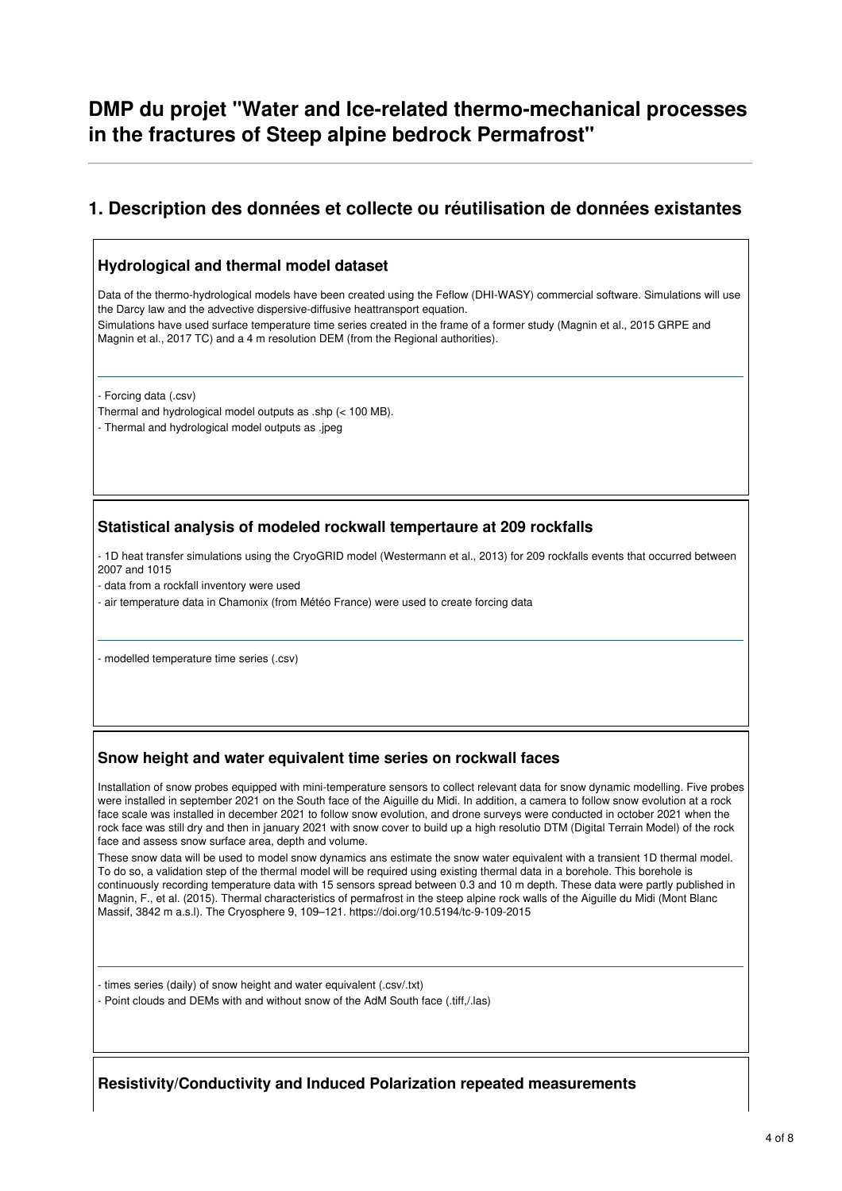# DMP du projet "Water and Ice-related thermo-mechanical processes in the fractures of Steep alpine bedrock Permafrost"

## 1. Description des données et collecte ou réutilisation de données existantes

### Hydrological and thermal model dataset

Data of the thermo-hydrological models have been created using the Feflow (DHI-WASY) commercial software. Simulations will use the Darcy law and the advective dispersive-diffusive heattransport equation.
Simulations have used surface temperature time series created in the frame of a former study (Magnin et al., 2015 GRPE and Magnin et al., 2017 TC) and a 4 m resolution DEM (from the Regional authorities).

---

- Forcing data (.csv)

Thermal and hydrological model outputs as .shp (< 100 MB).

- Thermal and hydrological model outputs as .jpeg

### Statistical analysis of modeled rockwall tempertaure at 209 rockfalls

- 1D heat transfer simulations using the CryoGRID model (Westermann et al., 2013) for 209 rockfalls events that occurred between 2007 and 1015
- data from a rockfall inventory were used
- air temperature data in Chamonix (from Météo France) were used to create forcing data

---

- modelled temperature time series (.csv)

### Snow height and water equivalent time series on rockwall faces

Installation of snow probes equipped with mini-temperature sensors to collect relevant data for snow dynamic modelling. Five probes were installed in september 2021 on the South face of the Aiguille du Midi. In addition, a camera to follow snow evolution at a rock face scale was installed in december 2021 to follow snow evolution, and drone surveys were conducted in october 2021 when the rock face was still dry and then in january 2021 with snow cover to build up a high resolutio DTM (Digital Terrain Model) of the rock face and assess snow surface area, depth and volume.

These snow data will be used to model snow dynamics ans estimate the snow water equivalent with a transient 1D thermal model. To do so, a validation step of the thermal model will be required using existing thermal data in a borehole. This borehole is continuously recording temperature data with 15 sensors spread between 0.3 and 10 m depth. These data were partly published in Magnin, F., et al. (2015). Thermal characteristics of permafrost in the steep alpine rock walls of the Aiguille du Midi (Mont Blanc Massif, 3842 m a.s.l). The Cryosphere 9, 109–121. https://doi.org/10.5194/tc-9-109-2015

---

- times series (daily) of snow height and water equivalent (.csv/.txt)
- Point clouds and DEMs with and without snow of the AdM South face (.tiff,/.las)

### Resistivity/Conductivity and Induced Polarization repeated measurements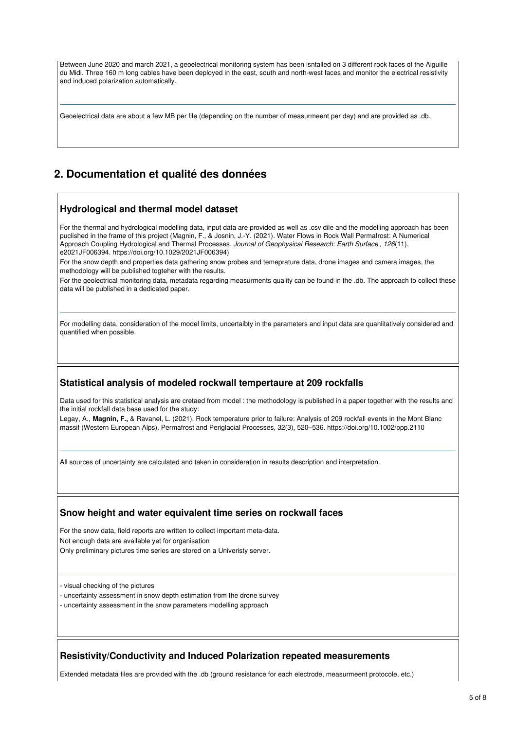Between June 2020 and march 2021, a geoelectrical monitoring system has been isntalled on 3 different rock faces of the Aiguille du Midi. Three 160 m long cables have been deployed in the east, south and north-west faces and monitor the electrical resistivity and induced polarization automatically.

---

Geoelectrical data are about a few MB per file (depending on the number of measurmeent per day) and are provided as .db.

## 2. Documentation et qualité des données

### Hydrological and thermal model dataset

For the thermal and hydrological modelling data, input data are provided as well as .csv dile and the modelling approach has been puclished in the frame of this project (Magnin, F., & Josnin, J.-Y. (2021). Water Flows in Rock Wall Permafrost: A Numerical Approach Coupling Hydrological and Thermal Processes. *Journal of Geophysical Research: Earth Surface*, *126*(11), e2021JF006394. https://doi.org/10.1029/2021JF006394)

For the snow depth and properties data gathering snow probes and temeprature data, drone images and camera images, the methodology will be published togteher with the results.

For the geolectrical monitoring data, metadata regarding measurments quality can be found in the .db. The approach to collect these data will be published in a dedicated paper.

---

For modelling data, consideration of the model limits, uncertaibty in the parameters and input data are quanlitatively considered and quantified when possible.

### Statistical analysis of modeled rockwall tempertaure at 209 rockfalls

Data used for this statistical analysis are cretaed from model : the methodology is published in a paper together with the results and the initial rockfall data base used for the study:

Legay, A., **Magnin, F.,** & Ravanel, L. (2021). Rock temperature prior to failure: Analysis of 209 rockfall events in the Mont Blanc massif (Western European Alps). Permafrost and Periglacial Processes, 32(3), 520–536. https://doi.org/10.1002/ppp.2110

---

All sources of uncertainty are calculated and taken in consideration in results description and interpretation.

### Snow height and water equivalent time series on rockwall faces

For the snow data, field reports are written to collect important meta-data.

Not enough data are available yet for organisation

Only preliminary pictures time series are stored on a Univeristy server.

---

- visual checking of the pictures
- uncertainty assessment in snow depth estimation from the drone survey
- uncertainty assessment in the snow parameters modelling approach

### Resistivity/Conductivity and Induced Polarization repeated measurements

Extended metadata files are provided with the .db (ground resistance for each electrode, measurmeent protocole, etc.)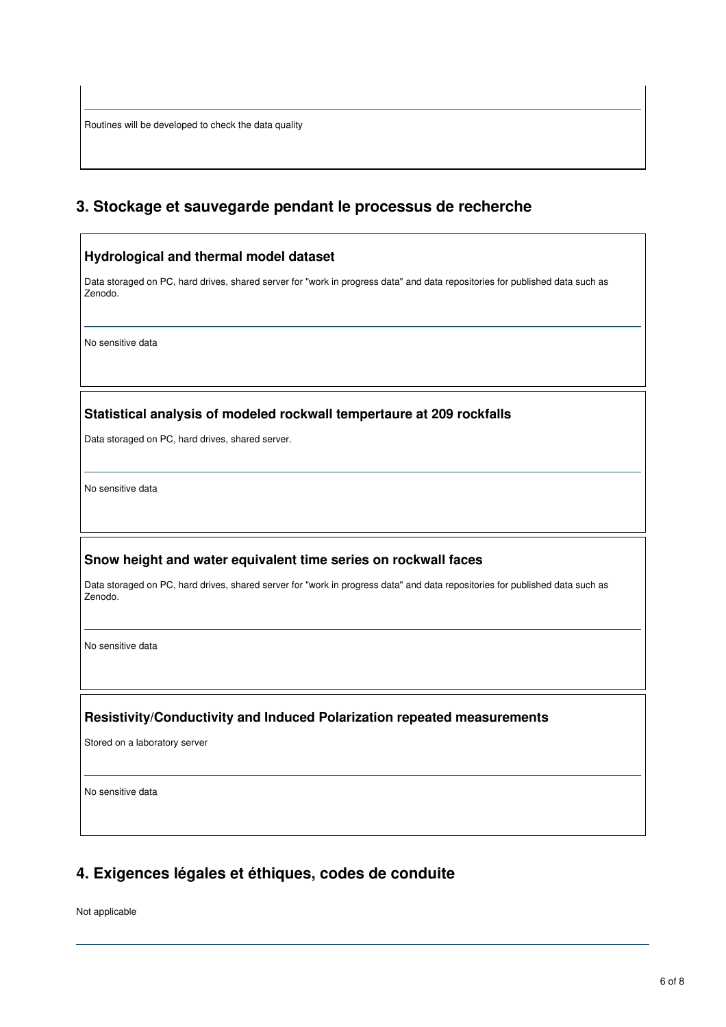Routines will be developed to check the data quality

## 3. Stockage et sauvegarde pendant le processus de recherche

### Hydrological and thermal model dataset

Data storaged on PC, hard drives, shared server for "work in progress data" and data repositories for published data such as Zenodo.

No sensitive data

### Statistical analysis of modeled rockwall tempertaure at 209 rockfalls

Data storaged on PC, hard drives, shared server.

No sensitive data

### Snow height and water equivalent time series on rockwall faces

Data storaged on PC, hard drives, shared server for "work in progress data" and data repositories for published data such as Zenodo.

No sensitive data

### Resistivity/Conductivity and Induced Polarization repeated measurements

Stored on a laboratory server

No sensitive data

## 4. Exigences légales et éthiques, codes de conduite

Not applicable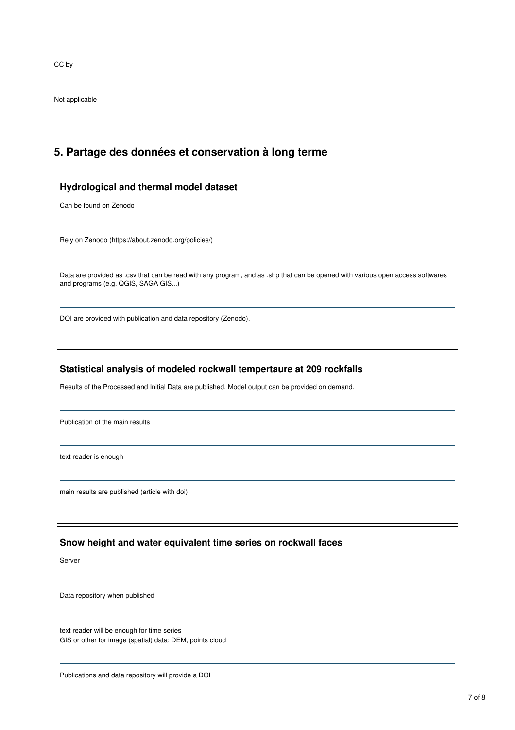CC by

Not applicable

## 5. Partage des données et conservation à long terme

### Hydrological and thermal model dataset

Can be found on Zenodo

Rely on Zenodo (https://about.zenodo.org/policies/)

Data are provided as .csv that can be read with any program, and as .shp that can be opened with various open access softwares and programs (e.g. QGIS, SAGA GIS...)

DOI are provided with publication and data repository (Zenodo).

### Statistical analysis of modeled rockwall tempertaure at 209 rockfalls

Results of the Processed and Initial Data are published. Model output can be provided on demand.

Publication of the main results

text reader is enough

main results are published (article with doi)

### Snow height and water equivalent time series on rockwall faces

Server

Data repository when published

text reader will be enough for time series
GIS or other for image (spatial) data: DEM, points cloud

Publications and data repository will provide a DOI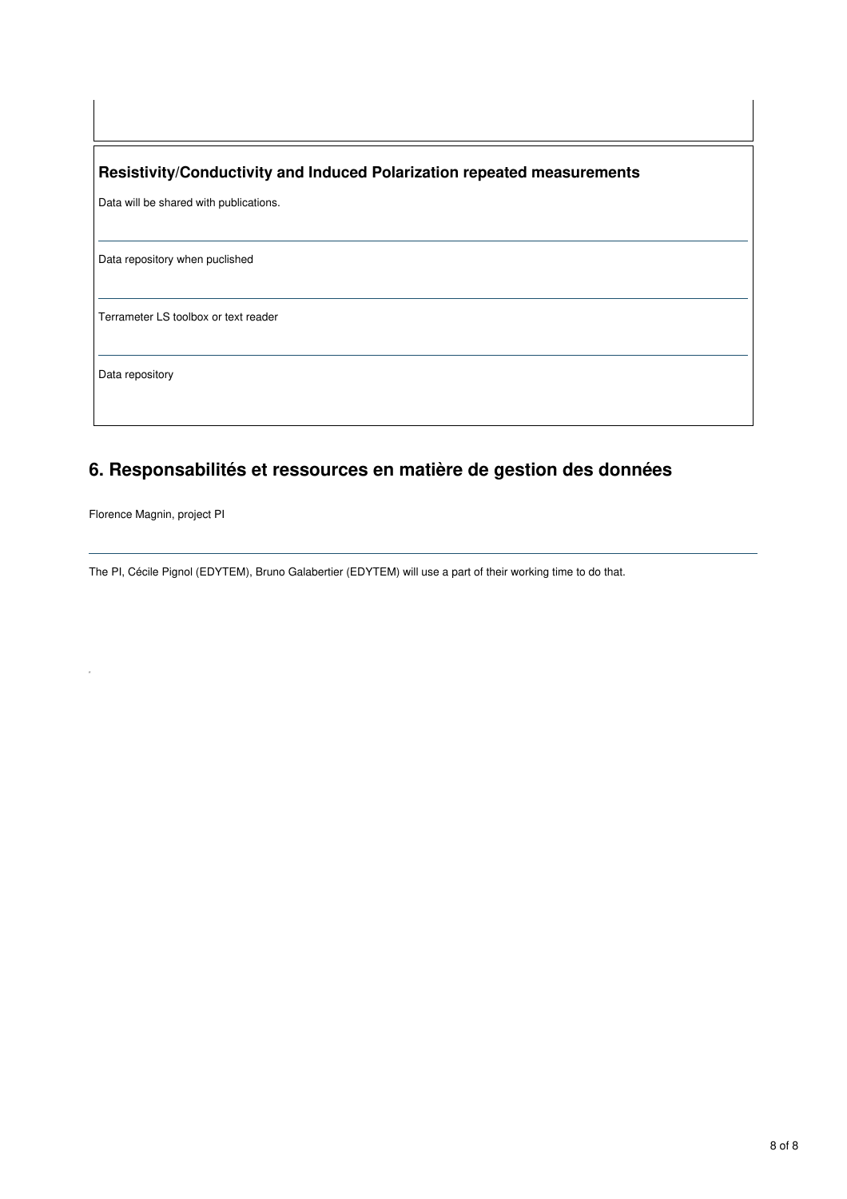### Resistivity/Conductivity and Induced Polarization repeated measurements

Data will be shared with publications.

---

Data repository when puclished

---

Terrameter LS toolbox or text reader

---

Data repository

## 6. Responsabilités et ressources en matière de gestion des données

Florence Magnin, project PI

---

The PI, Cécile Pignol (EDYTEM), Bruno Galabertier (EDYTEM) will use a part of their working time to do that.